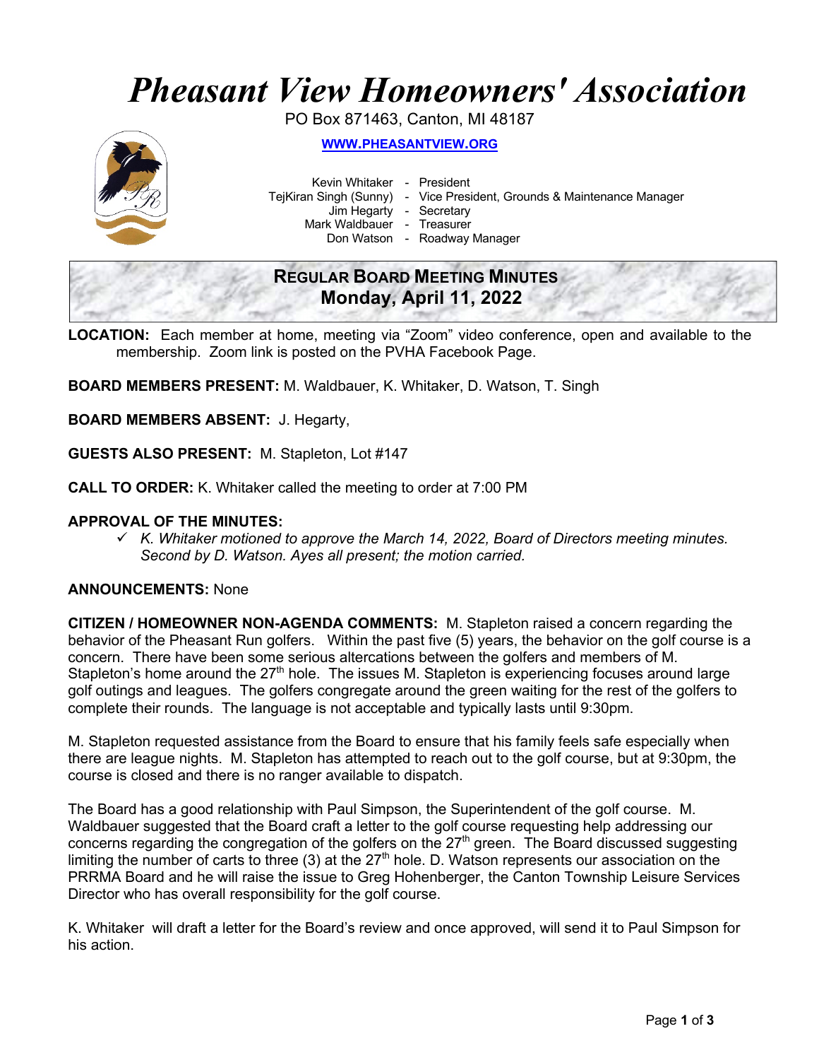# *Pheasant View Homeowners' Association*

PO Box 871463, Canton, MI 48187

**[WWW.PHEASANTVIEW.ORG](http://WWW.PHEASANTVIEW.ORG)**

Kevin Whitaker - President
TejKiran Singh (Sunny) - Vice President, Grounds & Maintenance Manager
Jim Hegarty - Secretary
Mark Waldbauer - Treasurer
Don Watson - Roadway Manager

## REGULAR BOARD MEETING MINUTES
## Monday, April 11, 2022

**LOCATION:** Each member at home, meeting via "Zoom" video conference, open and available to the membership. Zoom link is posted on the PVHA Facebook Page.

**BOARD MEMBERS PRESENT:** M. Waldbauer, K. Whitaker, D. Watson, T. Singh

**BOARD MEMBERS ABSENT:** J. Hegarty,

**GUESTS ALSO PRESENT:** M. Stapleton, Lot #147

**CALL TO ORDER:** K. Whitaker called the meeting to order at 7:00 PM

**APPROVAL OF THE MINUTES:**

- ✓ *K. Whitaker motioned to approve the March 14, 2022, Board of Directors meeting minutes. Second by D. Watson. Ayes all present; the motion carried.*

**ANNOUNCEMENTS:** None

**CITIZEN / HOMEOWNER NON-AGENDA COMMENTS:** M. Stapleton raised a concern regarding the behavior of the Pheasant Run golfers. Within the past five (5) years, the behavior on the golf course is a concern. There have been some serious altercations between the golfers and members of M. Stapleton's home around the 27th hole. The issues M. Stapleton is experiencing focuses around large golf outings and leagues. The golfers congregate around the green waiting for the rest of the golfers to complete their rounds. The language is not acceptable and typically lasts until 9:30pm.

M. Stapleton requested assistance from the Board to ensure that his family feels safe especially when there are league nights. M. Stapleton has attempted to reach out to the golf course, but at 9:30pm, the course is closed and there is no ranger available to dispatch.

The Board has a good relationship with Paul Simpson, the Superintendent of the golf course. M. Waldbauer suggested that the Board craft a letter to the golf course requesting help addressing our concerns regarding the congregation of the golfers on the 27th green. The Board discussed suggesting limiting the number of carts to three (3) at the 27th hole. D. Watson represents our association on the PRRMA Board and he will raise the issue to Greg Hohenberger, the Canton Township Leisure Services Director who has overall responsibility for the golf course.

K. Whitaker will draft a letter for the Board's review and once approved, will send it to Paul Simpson for his action.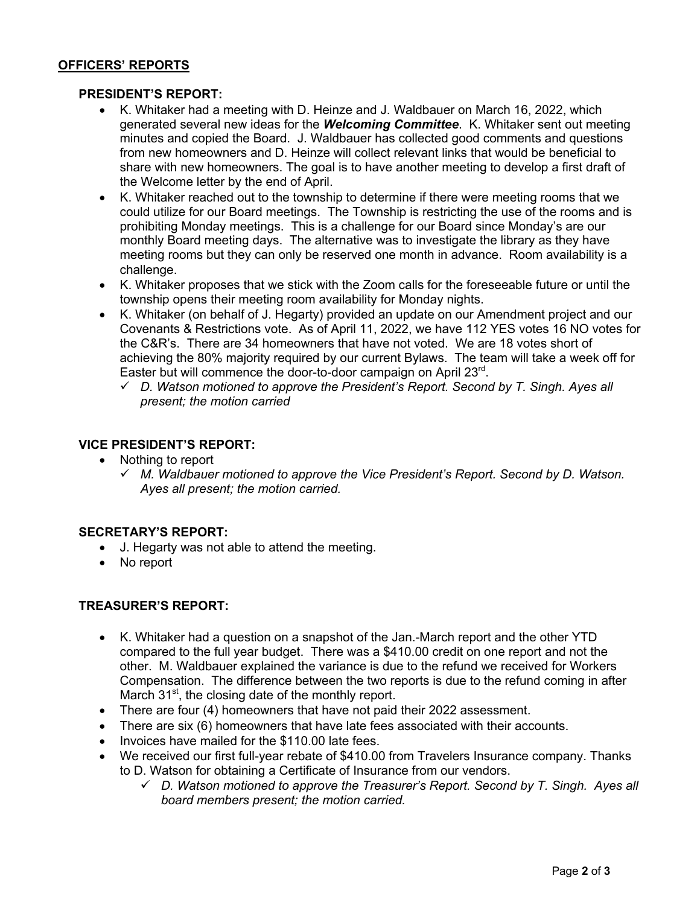## OFFICERS' REPORTS

### PRESIDENT'S REPORT:

- K. Whitaker had a meeting with D. Heinze and J. Waldbauer on March 16, 2022, which generated several new ideas for the ***Welcoming Committee***. K. Whitaker sent out meeting minutes and copied the Board. J. Waldbauer has collected good comments and questions from new homeowners and D. Heinze will collect relevant links that would be beneficial to share with new homeowners. The goal is to have another meeting to develop a first draft of the Welcome letter by the end of April.
- K. Whitaker reached out to the township to determine if there were meeting rooms that we could utilize for our Board meetings. The Township is restricting the use of the rooms and is prohibiting Monday meetings. This is a challenge for our Board since Monday's are our monthly Board meeting days. The alternative was to investigate the library as they have meeting rooms but they can only be reserved one month in advance. Room availability is a challenge.
- K. Whitaker proposes that we stick with the Zoom calls for the foreseeable future or until the township opens their meeting room availability for Monday nights.
- K. Whitaker (on behalf of J. Hegarty) provided an update on our Amendment project and our Covenants & Restrictions vote. As of April 11, 2022, we have 112 YES votes 16 NO votes for the C&R's. There are 34 homeowners that have not voted. We are 18 votes short of achieving the 80% majority required by our current Bylaws. The team will take a week off for Easter but will commence the door-to-door campaign on April 23rd.
  - ✓ *D. Watson motioned to approve the President's Report. Second by T. Singh. Ayes all present; the motion carried*

### VICE PRESIDENT'S REPORT:

- Nothing to report
  - ✓ *M. Waldbauer motioned to approve the Vice President's Report. Second by D. Watson. Ayes all present; the motion carried.*

### SECRETARY'S REPORT:

- J. Hegarty was not able to attend the meeting.
- No report

### TREASURER'S REPORT:

- K. Whitaker had a question on a snapshot of the Jan.-March report and the other YTD compared to the full year budget. There was a $410.00 credit on one report and not the other. M. Waldbauer explained the variance is due to the refund we received for Workers Compensation. The difference between the two reports is due to the refund coming in after March 31st, the closing date of the monthly report.
- There are four (4) homeowners that have not paid their 2022 assessment.
- There are six (6) homeowners that have late fees associated with their accounts.
- Invoices have mailed for the $110.00 late fees.
- We received our first full-year rebate of $410.00 from Travelers Insurance company. Thanks to D. Watson for obtaining a Certificate of Insurance from our vendors.
  - ✓ *D. Watson motioned to approve the Treasurer's Report. Second by T. Singh. Ayes all board members present; the motion carried.*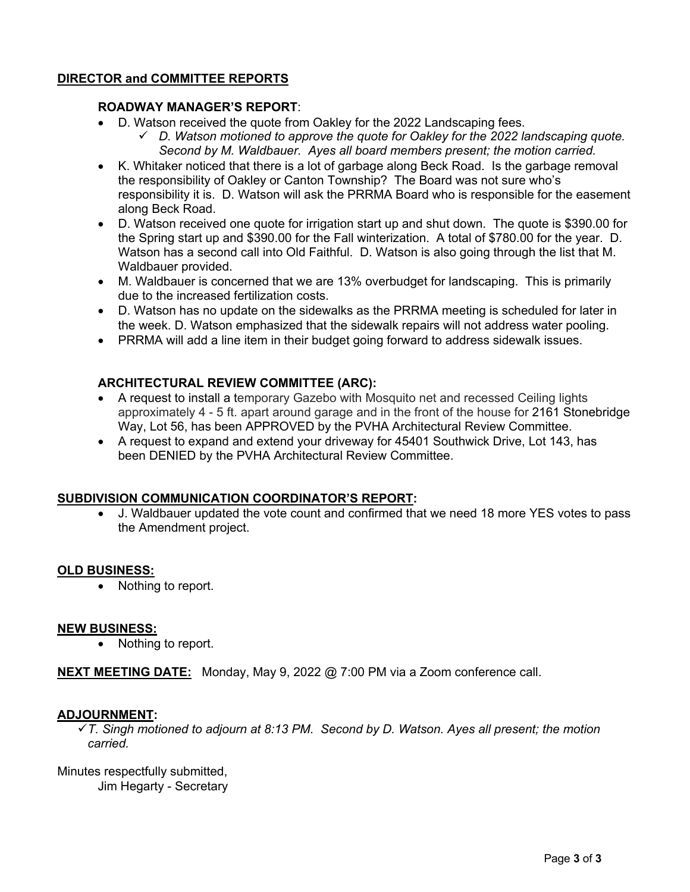## DIRECTOR and COMMITTEE REPORTS

### ROADWAY MANAGER'S REPORT:

- D. Watson received the quote from Oakley for the 2022 Landscaping fees.
  - ✓ *D. Watson motioned to approve the quote for Oakley for the 2022 landscaping quote. Second by M. Waldbauer. Ayes all board members present; the motion carried.*
- K. Whitaker noticed that there is a lot of garbage along Beck Road. Is the garbage removal the responsibility of Oakley or Canton Township? The Board was not sure who's responsibility it is. D. Watson will ask the PRRMA Board who is responsible for the easement along Beck Road.
- D. Watson received one quote for irrigation start up and shut down. The quote is $390.00 for the Spring start up and $390.00 for the Fall winterization. A total of $780.00 for the year. D. Watson has a second call into Old Faithful. D. Watson is also going through the list that M. Waldbauer provided.
- M. Waldbauer is concerned that we are 13% overbudget for landscaping. This is primarily due to the increased fertilization costs.
- D. Watson has no update on the sidewalks as the PRRMA meeting is scheduled for later in the week. D. Watson emphasized that the sidewalk repairs will not address water pooling.
- PRRMA will add a line item in their budget going forward to address sidewalk issues.

### ARCHITECTURAL REVIEW COMMITTEE (ARC):

- A request to install a temporary Gazebo with Mosquito net and recessed Ceiling lights approximately 4 - 5 ft. apart around garage and in the front of the house for 2161 Stonebridge Way, Lot 56, has been APPROVED by the PVHA Architectural Review Committee.
- A request to expand and extend your driveway for 45401 Southwick Drive, Lot 143, has been DENIED by the PVHA Architectural Review Committee.

## SUBDIVISION COMMUNICATION COORDINATOR'S REPORT:

- J. Waldbauer updated the vote count and confirmed that we need 18 more YES votes to pass the Amendment project.

## OLD BUSINESS:

- Nothing to report.

## NEW BUSINESS:

- Nothing to report.

**NEXT MEETING DATE:** Monday, May 9, 2022 @ 7:00 PM via a Zoom conference call.

## ADJOURNMENT:

✓ *T. Singh motioned to adjourn at 8:13 PM. Second by D. Watson. Ayes all present; the motion carried.*

Minutes respectfully submitted,
Jim Hegarty - Secretary